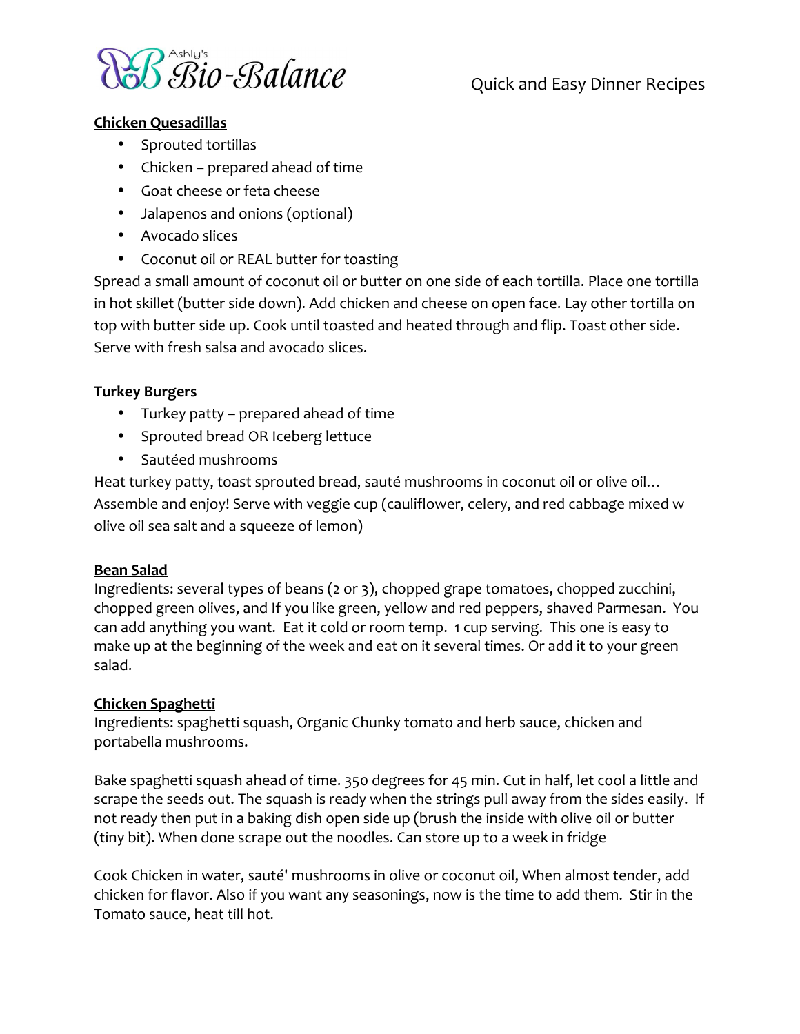# Ashly's Bio-Balance

## Quick and Easy Dinner Recipes

**Chicken Quesadillas**

- Sprouted tortillas
- Chicken – prepared ahead of time
- Goat cheese or feta cheese
- Jalapenos and onions (optional)
- Avocado slices
- Coconut oil or REAL butter for toasting

Spread a small amount of coconut oil or butter on one side of each tortilla. Place one tortilla in hot skillet (butter side down). Add chicken and cheese on open face. Lay other tortilla on top with butter side up. Cook until toasted and heated through and flip. Toast other side. Serve with fresh salsa and avocado slices.

**Turkey Burgers**

- Turkey patty – prepared ahead of time
- Sprouted bread OR Iceberg lettuce
- Sautéed mushrooms

Heat turkey patty, toast sprouted bread, sauté mushrooms in coconut oil or olive oil… Assemble and enjoy! Serve with veggie cup (cauliflower, celery, and red cabbage mixed w olive oil sea salt and a squeeze of lemon)

**Bean Salad**

Ingredients: several types of beans (2 or 3), chopped grape tomatoes, chopped zucchini, chopped green olives, and If you like green, yellow and red peppers, shaved Parmesan. You can add anything you want. Eat it cold or room temp. 1 cup serving. This one is easy to make up at the beginning of the week and eat on it several times. Or add it to your green salad.

**Chicken Spaghetti**

Ingredients: spaghetti squash, Organic Chunky tomato and herb sauce, chicken and portabella mushrooms.

Bake spaghetti squash ahead of time. 350 degrees for 45 min. Cut in half, let cool a little and scrape the seeds out. The squash is ready when the strings pull away from the sides easily. If not ready then put in a baking dish open side up (brush the inside with olive oil or butter (tiny bit). When done scrape out the noodles. Can store up to a week in fridge

Cook Chicken in water, sauté' mushrooms in olive or coconut oil, When almost tender, add chicken for flavor. Also if you want any seasonings, now is the time to add them. Stir in the Tomato sauce, heat till hot.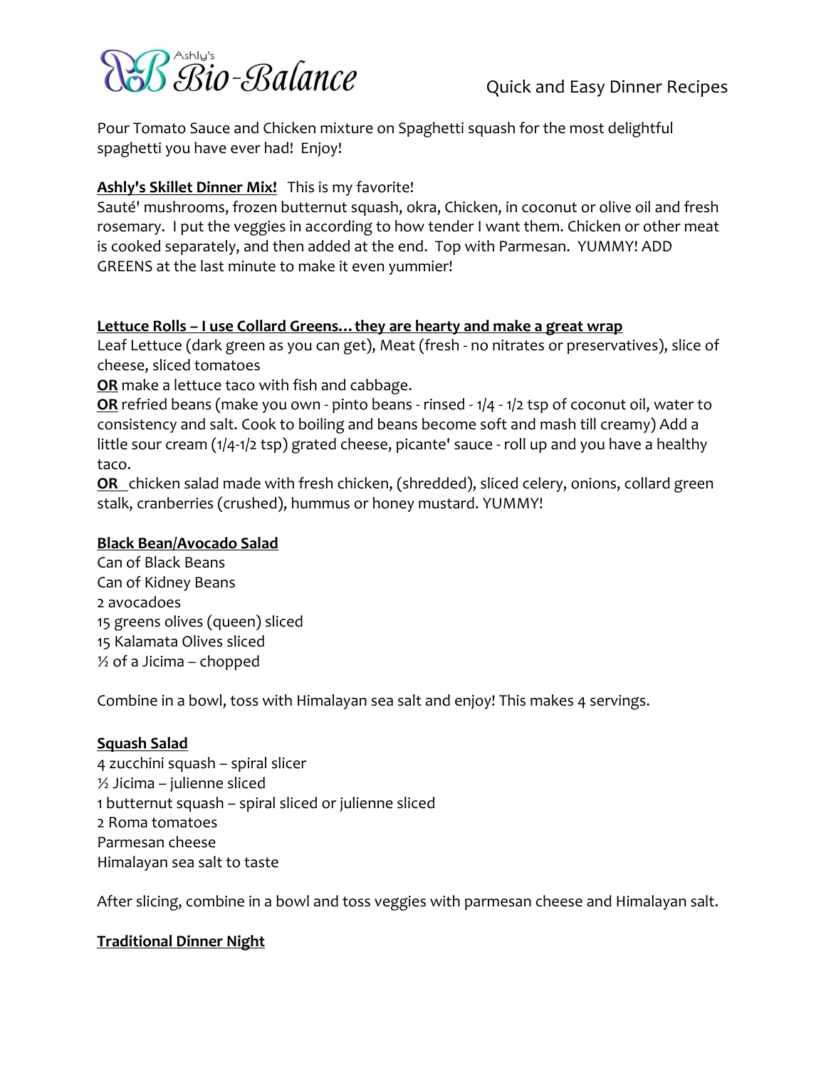Pour Tomato Sauce and Chicken mixture on Spaghetti squash for the most delightful spaghetti you have ever had! Enjoy!

**Ashly's Skillet Dinner Mix!** This is my favorite!
Sauté' mushrooms, frozen butternut squash, okra, Chicken, in coconut or olive oil and fresh rosemary. I put the veggies in according to how tender I want them. Chicken or other meat is cooked separately, and then added at the end. Top with Parmesan. YUMMY! ADD GREENS at the last minute to make it even yummier!

**Lettuce Rolls – I use Collard Greens…they are hearty and make a great wrap**
Leaf Lettuce (dark green as you can get), Meat (fresh - no nitrates or preservatives), slice of cheese, sliced tomatoes
**OR** make a lettuce taco with fish and cabbage.
**OR** refried beans (make you own - pinto beans - rinsed - 1/4 - 1/2 tsp of coconut oil, water to consistency and salt. Cook to boiling and beans become soft and mash till creamy) Add a little sour cream (1/4-1/2 tsp) grated cheese, picante' sauce - roll up and you have a healthy taco.
**OR** chicken salad made with fresh chicken, (shredded), sliced celery, onions, collard green stalk, cranberries (crushed), hummus or honey mustard. YUMMY!

**Black Bean/Avocado Salad**
Can of Black Beans
Can of Kidney Beans
2 avocadoes
15 greens olives (queen) sliced
15 Kalamata Olives sliced
½ of a Jicima – chopped

Combine in a bowl, toss with Himalayan sea salt and enjoy! This makes 4 servings.

**Squash Salad**
4 zucchini squash – spiral slicer
½ Jicima – julienne sliced
1 butternut squash – spiral sliced or julienne sliced
2 Roma tomatoes
Parmesan cheese
Himalayan sea salt to taste

After slicing, combine in a bowl and toss veggies with parmesan cheese and Himalayan salt.

**Traditional Dinner Night**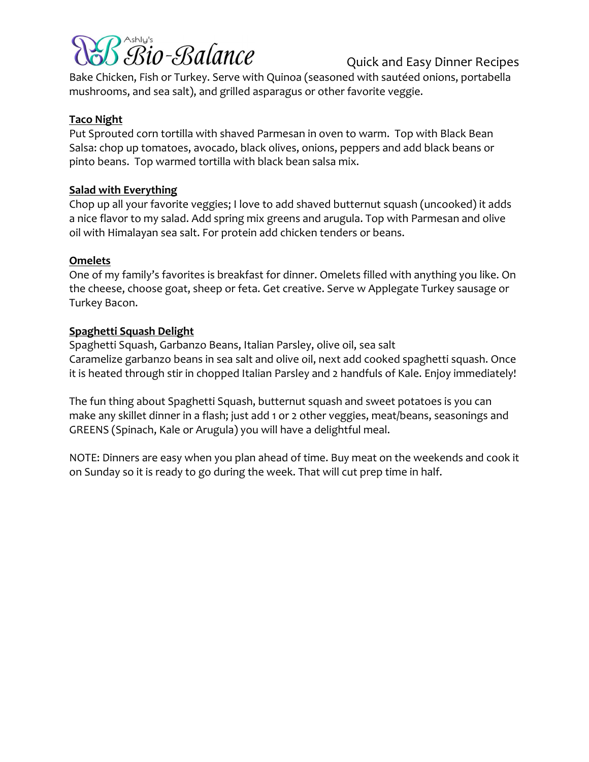Bake Chicken, Fish or Turkey. Serve with Quinoa (seasoned with sautéed onions, portabella mushrooms, and sea salt), and grilled asparagus or other favorite veggie.

**Taco Night**

Put Sprouted corn tortilla with shaved Parmesan in oven to warm. Top with Black Bean Salsa: chop up tomatoes, avocado, black olives, onions, peppers and add black beans or pinto beans. Top warmed tortilla with black bean salsa mix.

**Salad with Everything**

Chop up all your favorite veggies; I love to add shaved butternut squash (uncooked) it adds a nice flavor to my salad. Add spring mix greens and arugula. Top with Parmesan and olive oil with Himalayan sea salt. For protein add chicken tenders or beans.

**Omelets**

One of my family's favorites is breakfast for dinner. Omelets filled with anything you like. On the cheese, choose goat, sheep or feta. Get creative. Serve w Applegate Turkey sausage or Turkey Bacon.

**Spaghetti Squash Delight**

Spaghetti Squash, Garbanzo Beans, Italian Parsley, olive oil, sea salt
Caramelize garbanzo beans in sea salt and olive oil, next add cooked spaghetti squash. Once it is heated through stir in chopped Italian Parsley and 2 handfuls of Kale. Enjoy immediately!

The fun thing about Spaghetti Squash, butternut squash and sweet potatoes is you can make any skillet dinner in a flash; just add 1 or 2 other veggies, meat/beans, seasonings and GREENS (Spinach, Kale or Arugula) you will have a delightful meal.

NOTE: Dinners are easy when you plan ahead of time. Buy meat on the weekends and cook it on Sunday so it is ready to go during the week. That will cut prep time in half.